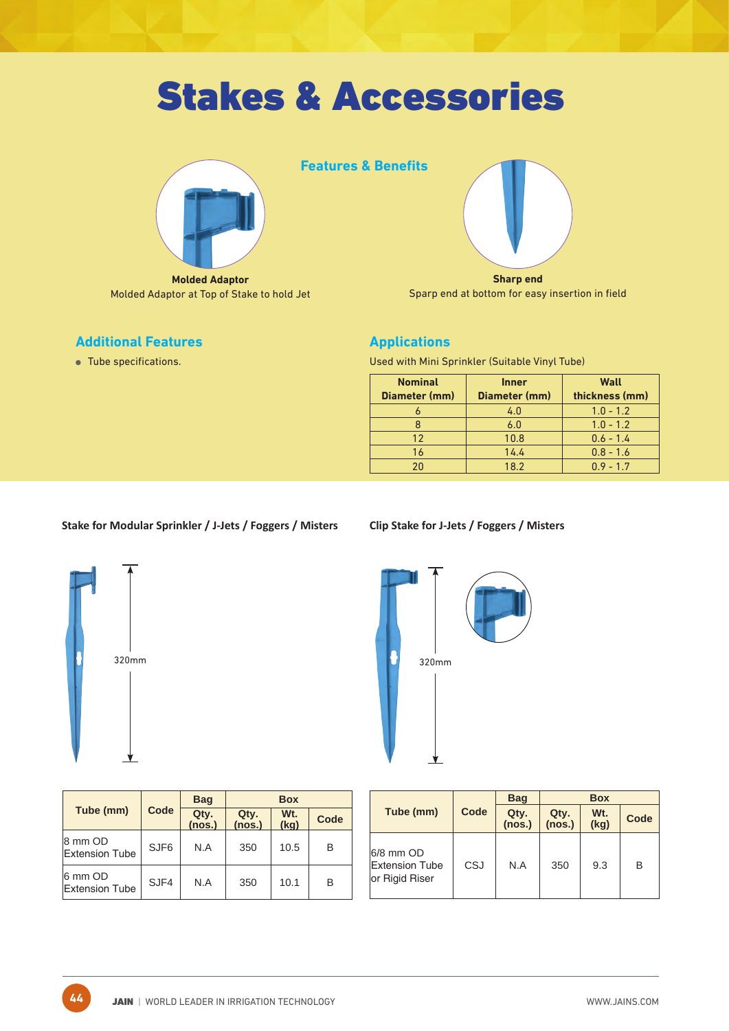# Stakes & Accessories

## Features & Benefits

**Molded Adaptor**
Molded Adaptor at Top of Stake to hold Jet

**Sharp end**
Sparp end at bottom for easy insertion in field

## Additional Features

- Tube specifications.

## Applications

Used with Mini Sprinkler (Suitable Vinyl Tube)

| Nominal Diameter (mm) | Inner Diameter (mm) | Wall thickness (mm) |
|---|---|---|
| 6 | 4.0 | 1.0 - 1.2 |
| 8 | 6.0 | 1.0 - 1.2 |
| 12 | 10.8 | 0.6 - 1.4 |
| 16 | 14.4 | 0.8 - 1.6 |
| 20 | 18.2 | 0.9 - 1.7 |

### Stake for Modular Sprinkler / J-Jets / Foggers / Misters

320mm

| Tube (mm) | Code | Bag | Box | | |
|---|---|---|---|---|---|
| | | Qty. (nos.) | Qty. (nos.) | Wt. (kg) | Code |
| 8 mm OD Extension Tube | SJF6 | N.A | 350 | 10.5 | B |
| 6 mm OD Extension Tube | SJF4 | N.A | 350 | 10.1 | B |

### Clip Stake for J-Jets / Foggers / Misters

320mm

| Tube (mm) | Code | Bag | Box | | |
|---|---|---|---|---|---|
| | | Qty. (nos.) | Qty. (nos.) | Wt. (kg) | Code |
| 6/8 mm OD Extension Tube or Rigid Riser | CSJ | N.A | 350 | 9.3 | B |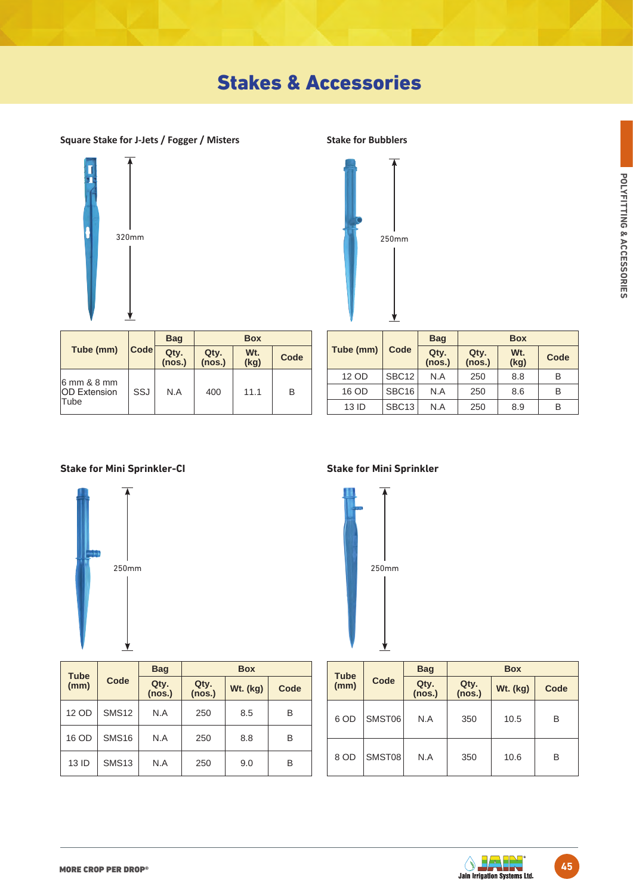# Stakes & Accessories

### Square Stake for J-Jets / Fogger / Misters

320mm

| Tube (mm) | Code | Bag | Box | | |
|---|---|---|---|---|---|
| | | Qty. (nos.) | Qty. (nos.) | Wt. (kg) | Code |
| 6 mm & 8 mm OD Extension Tube | SSJ | N.A | 400 | 11.1 | B |

### Stake for Bubblers

250mm

| Tube (mm) | Code | Bag | Box | | |
|---|---|---|---|---|---|
| | | Qty. (nos.) | Qty. (nos.) | Wt. (kg) | Code |
| 12 OD | SBC12 | N.A | 250 | 8.8 | B |
| 16 OD | SBC16 | N.A | 250 | 8.6 | B |
| 13 ID | SBC13 | N.A | 250 | 8.9 | B |

### Stake for Mini Sprinkler-CI

250mm

| Tube (mm) | Code | Bag | Box | | |
|---|---|---|---|---|---|
| | | Qty. (nos.) | Qty. (nos.) | Wt. (kg) | Code |
| 12 OD | SMS12 | N.A | 250 | 8.5 | B |
| 16 OD | SMS16 | N.A | 250 | 8.8 | B |
| 13 ID | SMS13 | N.A | 250 | 9.0 | B |

### Stake for Mini Sprinkler

250mm

| Tube (mm) | Code | Bag | Box | | |
|---|---|---|---|---|---|
| | | Qty. (nos.) | Qty. (nos.) | Wt. (kg) | Code |
| 6 OD | SMST06 | N.A | 350 | 10.5 | B |
| 8 OD | SMST08 | N.A | 350 | 10.6 | B |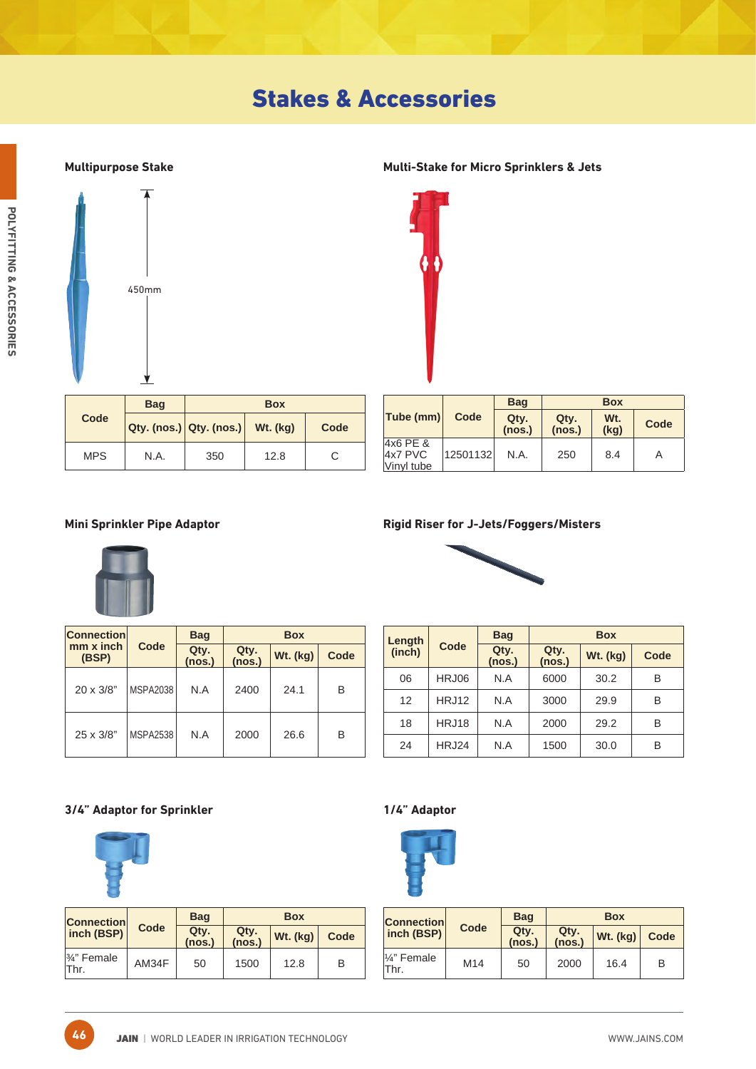# Stakes & Accessories

### Multipurpose Stake

450mm

| Code | Bag | Box | | |
|---|---|---|---|---|
| | Qty. (nos.) | Qty. (nos.) | Wt. (kg) | Code |
| MPS | N.A. | 350 | 12.8 | C |

### Multi-Stake for Micro Sprinklers & Jets

| Tube (mm) | Code | Bag | Box | | |
|---|---|---|---|---|---|
| | | Qty. (nos.) | Qty. (nos.) | Wt. (kg) | Code |
| 4x6 PE & 4x7 PVC Vinyl tube | 12501132 | N.A. | 250 | 8.4 | A |

### Mini Sprinkler Pipe Adaptor

| Connection mm x inch (BSP) | Code | Bag | Box | | |
|---|---|---|---|---|---|
| | | Qty. (nos.) | Qty. (nos.) | Wt. (kg) | Code |
| 20 x 3/8" | MSPA2038 | N.A | 2400 | 24.1 | B |
| 25 x 3/8" | MSPA2538 | N.A | 2000 | 26.6 | B |

### Rigid Riser for J-Jets/Foggers/Misters

| Length (inch) | Code | Bag | Box | | |
|---|---|---|---|---|---|
| | | Qty. (nos.) | Qty. (nos.) | Wt. (kg) | Code |
| 06 | HRJ06 | N.A | 6000 | 30.2 | B |
| 12 | HRJ12 | N.A | 3000 | 29.9 | B |
| 18 | HRJ18 | N.A | 2000 | 29.2 | B |
| 24 | HRJ24 | N.A | 1500 | 30.0 | B |

### 3/4" Adaptor for Sprinkler

| Connection inch (BSP) | Code | Bag | Box | | |
|---|---|---|---|---|---|
| | | Qty. (nos.) | Qty. (nos.) | Wt. (kg) | Code |
| ¾" Female Thr. | AM34F | 50 | 1500 | 12.8 | B |

### 1/4" Adaptor

| Connection inch (BSP) | Code | Bag | Box | | |
|---|---|---|---|---|---|
| | | Qty. (nos.) | Qty. (nos.) | Wt. (kg) | Code |
| ¼" Female Thr. | M14 | 50 | 2000 | 16.4 | B |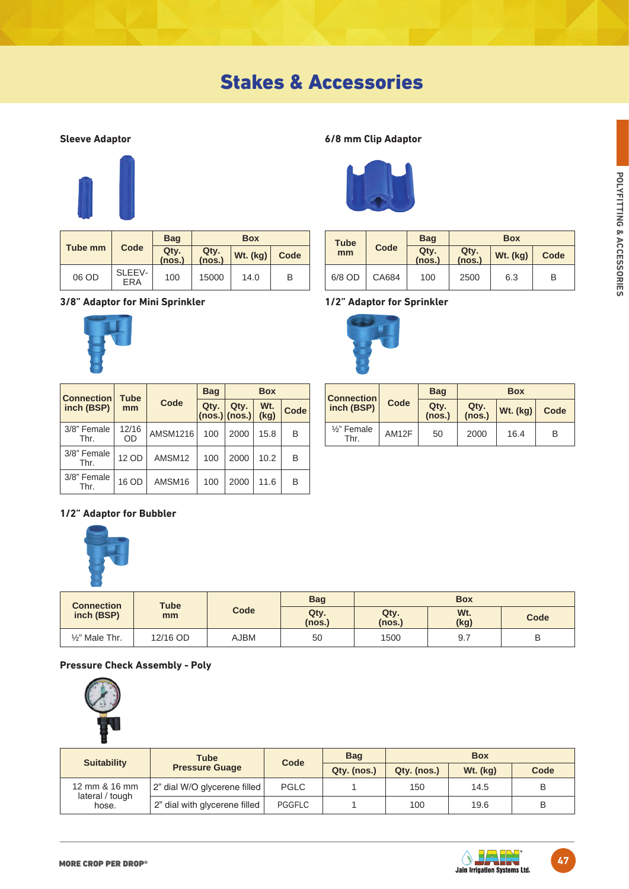# Stakes & Accessories

### Sleeve Adaptor

| Tube mm | Code | Bag | Box | | |
|---|---|---|---|---|---|
| | | Qty. (nos.) | Qty. (nos.) | Wt. (kg) | Code |
| 06 OD | SLEEV-ERA | 100 | 15000 | 14.0 | B |

### 6/8 mm Clip Adaptor

| Tube mm | Code | Bag | Box | | |
|---|---|---|---|---|---|
| | | Qty. (nos.) | Qty. (nos.) | Wt. (kg) | Code |
| 6/8 OD | CA684 | 100 | 2500 | 6.3 | B |

### 3/8" Adaptor for Mini Sprinkler

| Connection inch (BSP) | Tube mm | Code | Bag | Box | | |
|---|---|---|---|---|---|---|
| | | | Qty. (nos.) | Qty. (nos.) | Wt. (kg) | Code |
| 3/8" Female Thr. | 12/16 OD | AMSM1216 | 100 | 2000 | 15.8 | B |
| 3/8" Female Thr. | 12 OD | AMSM12 | 100 | 2000 | 10.2 | B |
| 3/8" Female Thr. | 16 OD | AMSM16 | 100 | 2000 | 11.6 | B |

### 1/2" Adaptor for Sprinkler

| Connection inch (BSP) | Code | Bag | Box | | |
|---|---|---|---|---|---|
| | | Qty. (nos.) | Qty. (nos.) | Wt. (kg) | Code |
| ½" Female Thr. | AM12F | 50 | 2000 | 16.4 | B |

### 1/2" Adaptor for Bubbler

| Connection inch (BSP) | Tube mm | Code | Bag | Box | | |
|---|---|---|---|---|---|---|
| | | | Qty. (nos.) | Qty. (nos.) | Wt. (kg) | Code |
| ½" Male Thr. | 12/16 OD | AJBM | 50 | 1500 | 9.7 | B |

### Pressure Check Assembly - Poly

| Suitability | Tube Pressure Guage | Code | Bag | Box | | |
|---|---|---|---|---|---|---|
| | | | Qty. (nos.) | Qty. (nos.) | Wt. (kg) | Code |
| 12 mm & 16 mm lateral / tough hose. | 2" dial W/O glycerene filled | PGLC | 1 | 150 | 14.5 | B |
| | 2" dial with glycerene filled | PGGFLC | 1 | 100 | 19.6 | B |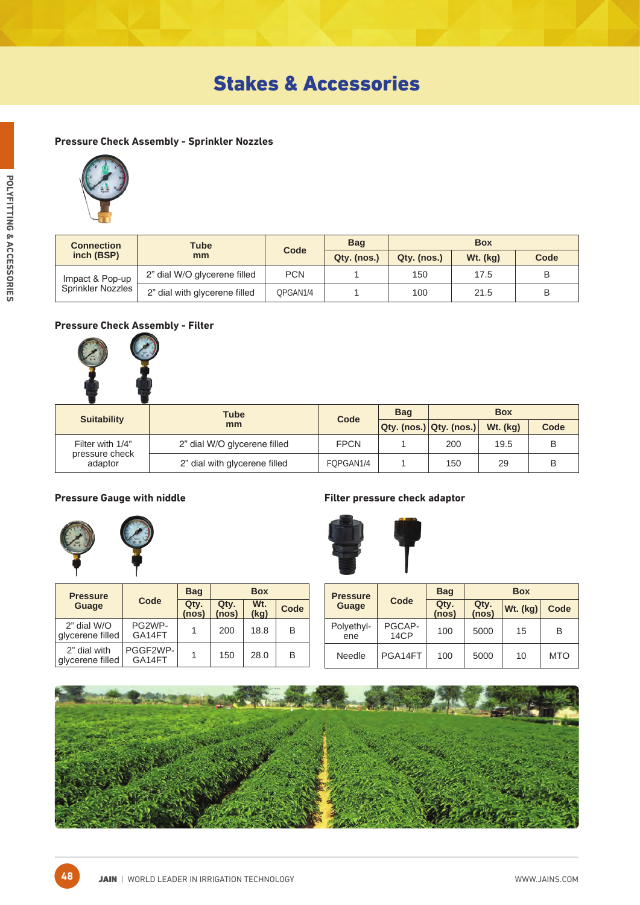# Stakes & Accessories

### Pressure Check Assembly - Sprinkler Nozzles

| Connection inch (BSP) | Tube mm | Code | Bag | Box | | |
|---|---|---|---|---|---|---|
| | | | Qty. (nos.) | Qty. (nos.) | Wt. (kg) | Code |
| Impact & Pop-up Sprinkler Nozzles | 2" dial W/O glycerene filled | PCN | 1 | 150 | 17.5 | B |
| | 2" dial with glycerene filled | QPGAN1/4 | 1 | 100 | 21.5 | B |

### Pressure Check Assembly - Filter

| Suitability | Tube mm | Code | Bag | Box | | |
|---|---|---|---|---|---|---|
| | | | Qty. (nos.) | Qty. (nos.) | Wt. (kg) | Code |
| Filter with 1/4" pressure check adaptor | 2" dial W/O glycerene filled | FPCN | 1 | 200 | 19.5 | B |
| | 2" dial with glycerene filled | FQPGAN1/4 | 1 | 150 | 29 | B |

### Pressure Gauge with niddle

| Pressure Guage | Code | Bag | Box | | |
|---|---|---|---|---|---|
| | | Qty. (nos) | Qty. (nos) | Wt. (kg) | Code |
| 2" dial W/O glycerene filled | PG2WP-GA14FT | 1 | 200 | 18.8 | B |
| 2" dial with glycerene filled | PGGF2WP-GA14FT | 1 | 150 | 28.0 | B |

### Filter pressure check adaptor

| Pressure Guage | Code | Bag | Box | | |
|---|---|---|---|---|---|
| | | Qty. (nos) | Qty. (nos) | Wt. (kg) | Code |
| Polyethylene | PGCAP-14CP | 100 | 5000 | 15 | B |
| Needle | PGA14FT | 100 | 5000 | 10 | MTO |